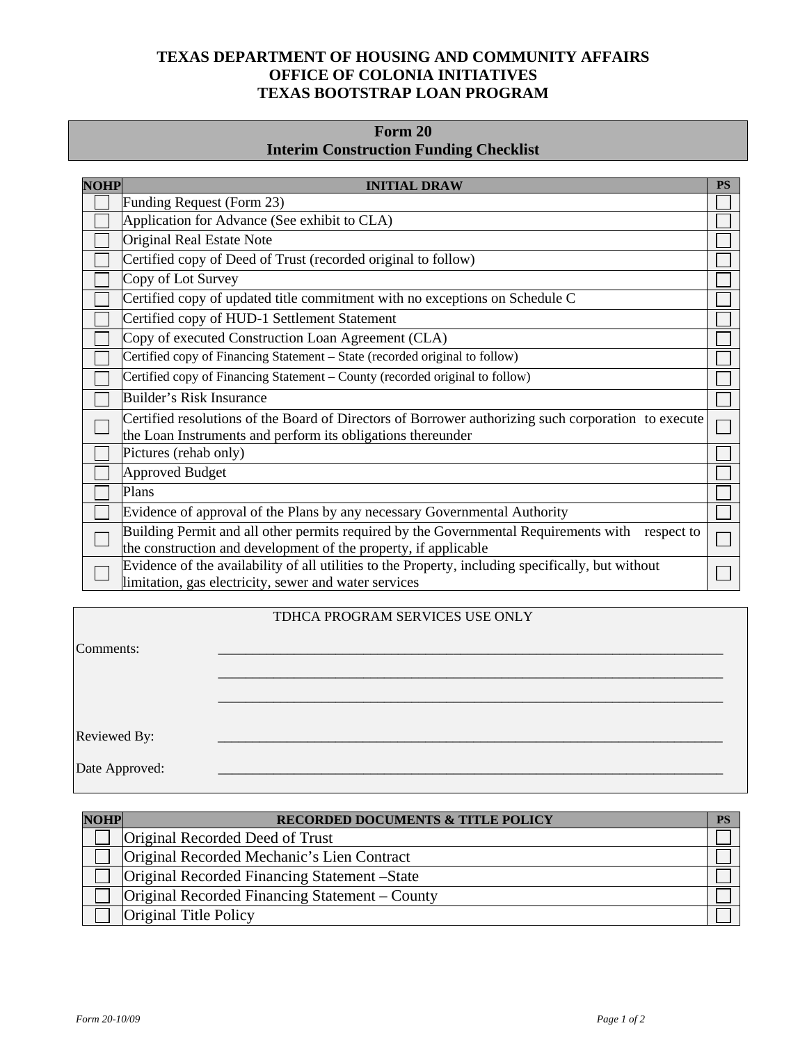# TEXAS DEPARTMENT OF HOUSING AND COMMUNITY AFFAIRS
# OFFICE OF COLONIA INITIATIVES
# TEXAS BOOTSTRAP LOAN PROGRAM

## Form 20
## Interim Construction Funding Checklist

| NOHP | INITIAL DRAW | PS |
|---|---|---|
| ☐ | Funding Request (Form 23) | ☐ |
| ☐ | Application for Advance (See exhibit to CLA) | ☐ |
| ☐ | Original Real Estate Note | ☐ |
| ☐ | Certified copy of Deed of Trust (recorded original to follow) | ☐ |
| ☐ | Copy of Lot Survey | ☐ |
| ☐ | Certified copy of updated title commitment with no exceptions on Schedule C | ☐ |
| ☐ | Certified copy of HUD-1 Settlement Statement | ☐ |
| ☐ | Copy of executed Construction Loan Agreement (CLA) | ☐ |
| ☐ | Certified copy of Financing Statement – State (recorded original to follow) | ☐ |
| ☐ | Certified copy of Financing Statement – County (recorded original to follow) | ☐ |
| ☐ | Builder's Risk Insurance | ☐ |
| ☐ | Certified resolutions of the Board of Directors of Borrower authorizing such corporation to execute the Loan Instruments and perform its obligations thereunder | ☐ |
| ☐ | Pictures (rehab only) | ☐ |
| ☐ | Approved Budget | ☐ |
| ☐ | Plans | ☐ |
| ☐ | Evidence of approval of the Plans by any necessary Governmental Authority | ☐ |
| ☐ | Building Permit and all other permits required by the Governmental Requirements with respect to the construction and development of the property, if applicable | ☐ |
| ☐ | Evidence of the availability of all utilities to the Property, including specifically, but without limitation, gas electricity, sewer and water services | ☐ |

TDHCA PROGRAM SERVICES USE ONLY

Comments: ______________________________________________

______________________________________________

______________________________________________

Reviewed By: ______________________________________________

Date Approved: ______________________________________________

| NOHP | RECORDED DOCUMENTS & TITLE POLICY | PS |
|---|---|---|
| ☐ | Original Recorded Deed of Trust | ☐ |
| ☐ | Original Recorded Mechanic's Lien Contract | ☐ |
| ☐ | Original Recorded Financing Statement –State | ☐ |
| ☐ | Original Recorded Financing Statement – County | ☐ |
| ☐ | Original Title Policy | ☐ |

*Form 20-10/09*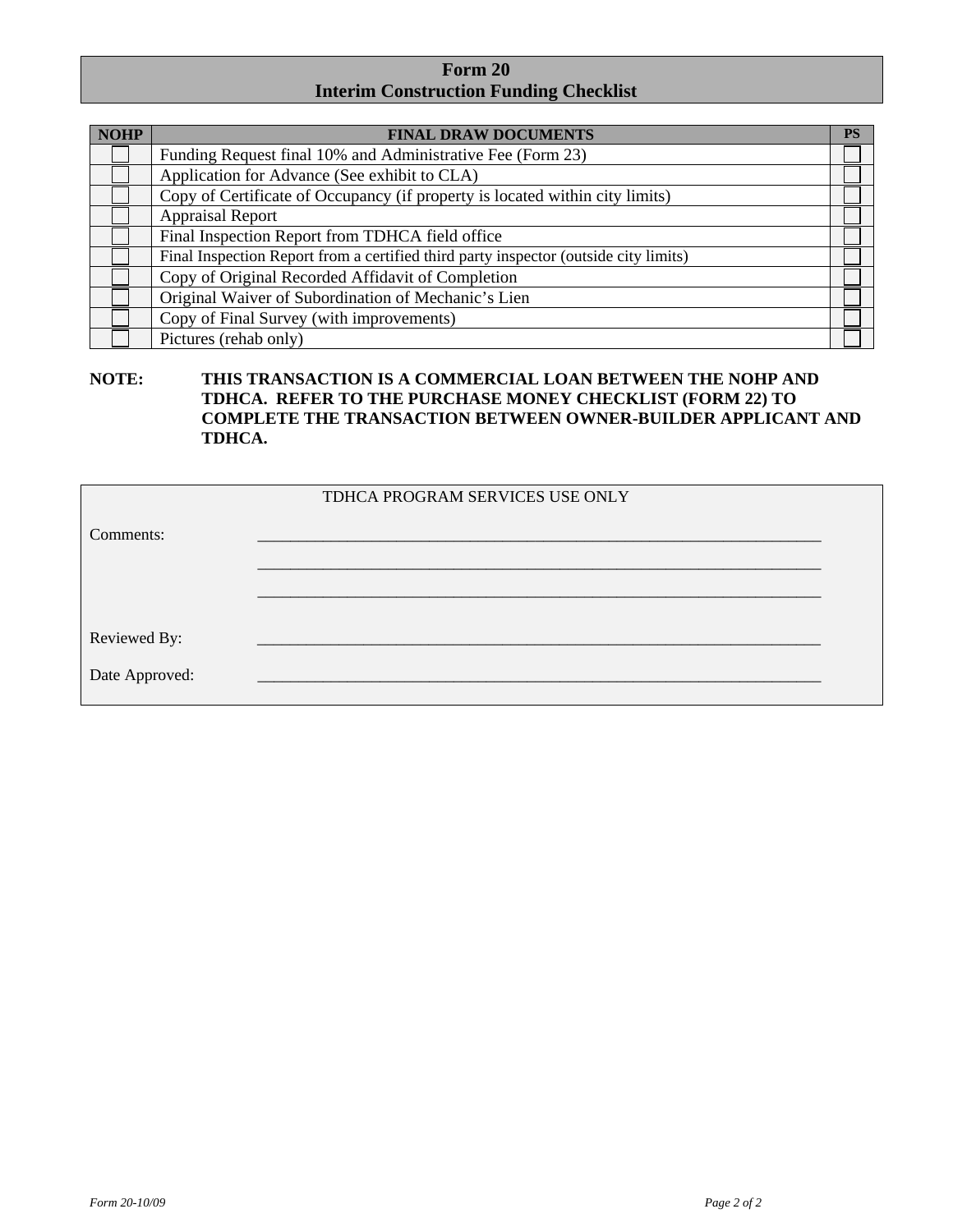# Form 20
# Interim Construction Funding Checklist

| NOHP | FINAL DRAW DOCUMENTS | PS |
|---|---|---|
| ☐ | Funding Request final 10% and Administrative Fee (Form 23) | ☐ |
| ☐ | Application for Advance (See exhibit to CLA) | ☐ |
| ☐ | Copy of Certificate of Occupancy (if property is located within city limits) | ☐ |
| ☐ | Appraisal Report | ☐ |
| ☐ | Final Inspection Report from TDHCA field office | ☐ |
| ☐ | Final Inspection Report from a certified third party inspector (outside city limits) | ☐ |
| ☐ | Copy of Original Recorded Affidavit of Completion | ☐ |
| ☐ | Original Waiver of Subordination of Mechanic's Lien | ☐ |
| ☐ | Copy of Final Survey (with improvements) | ☐ |
| ☐ | Pictures (rehab only) | ☐ |

**NOTE: THIS TRANSACTION IS A COMMERCIAL LOAN BETWEEN THE NOHP AND TDHCA. REFER TO THE PURCHASE MONEY CHECKLIST (FORM 22) TO COMPLETE THE TRANSACTION BETWEEN OWNER-BUILDER APPLICANT AND TDHCA.**

TDHCA PROGRAM SERVICES USE ONLY

Comments: ______________________________________________________________________

______________________________________________________________________

______________________________________________________________________

Reviewed By: ______________________________________________________________________

Date Approved: ______________________________________________________________________

*Form 20-10/09*